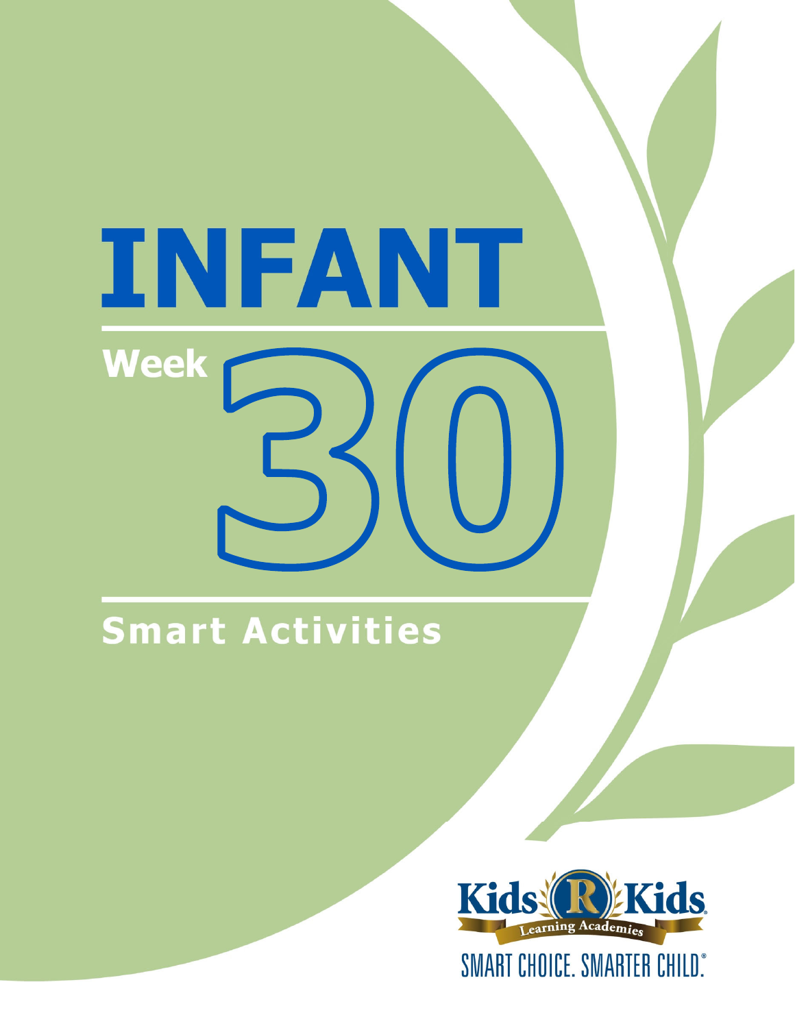# INFANT

## Week 30

## Smart Activities

Kids R Kids Learning Academies

SMART CHOICE. SMARTER CHILD.®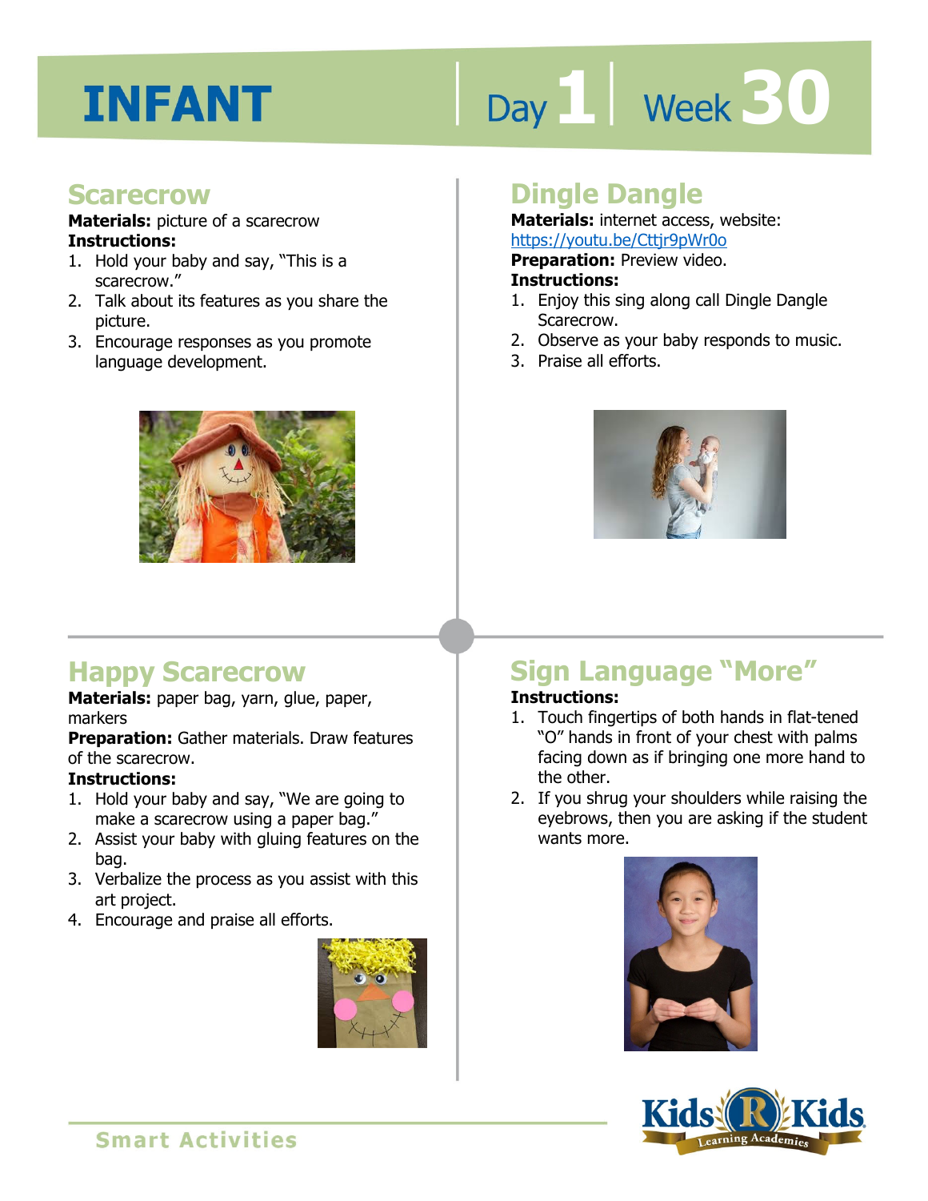# INFANT

Day 1 | Week 30

## Scarecrow

**Materials:** picture of a scarecrow

**Instructions:**

1. Hold your baby and say, "This is a scarecrow."
2. Talk about its features as you share the picture.
3. Encourage responses as you promote language development.

## Dingle Dangle

**Materials:** internet access, website: https://youtu.be/Cttjr9pWr0o

**Preparation:** Preview video.

**Instructions:**

1. Enjoy this sing along call Dingle Dangle Scarecrow.
2. Observe as your baby responds to music.
3. Praise all efforts.

## Happy Scarecrow

**Materials:** paper bag, yarn, glue, paper, markers

**Preparation:** Gather materials. Draw features of the scarecrow.

**Instructions:**

1. Hold your baby and say, "We are going to make a scarecrow using a paper bag."
2. Assist your baby with gluing features on the bag.
3. Verbalize the process as you assist with this art project.
4. Encourage and praise all efforts.

## Sign Language "More"

**Instructions:**

1. Touch fingertips of both hands in flat-tened "O" hands in front of your chest with palms facing down as if bringing one more hand to the other.
2. If you shrug your shoulders while raising the eyebrows, then you are asking if the student wants more.

Smart Activities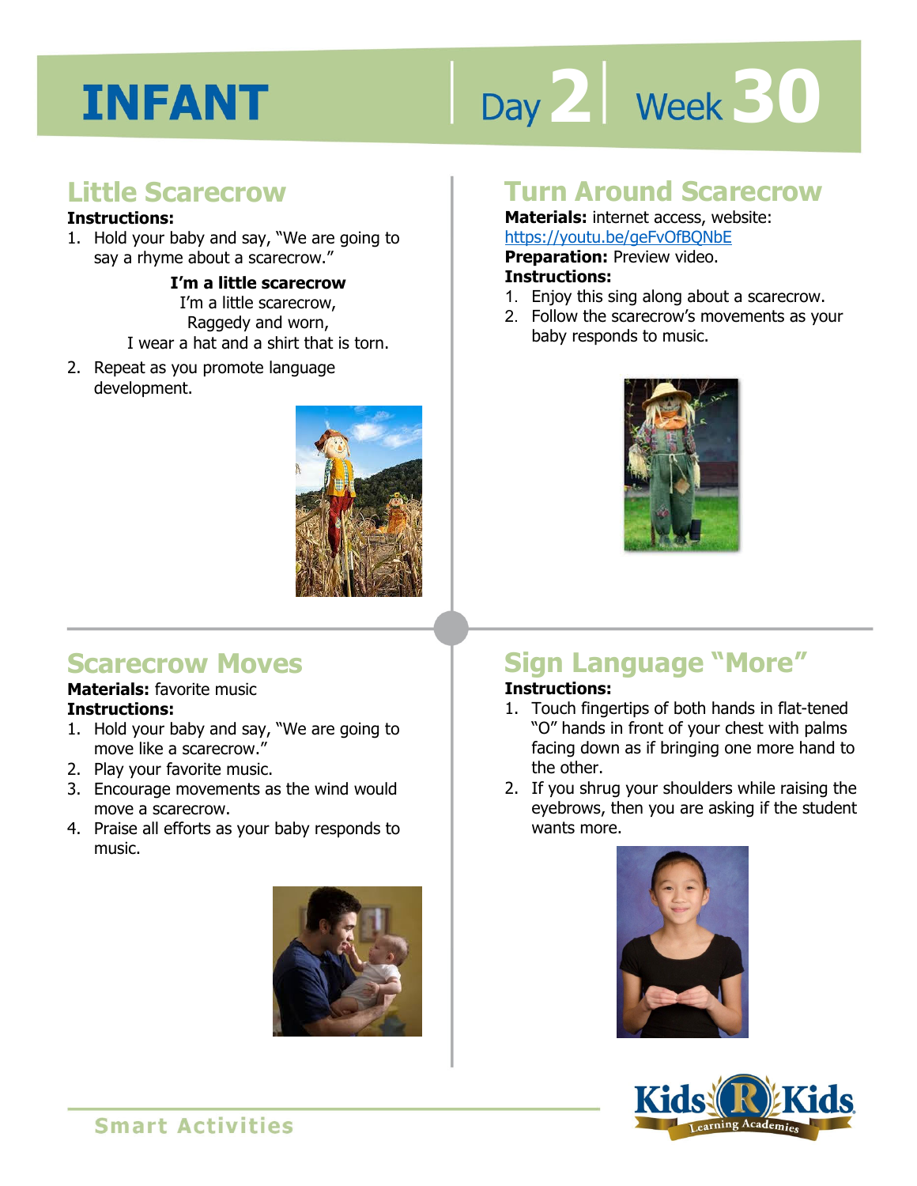# INFANT

Day 2 | Week 30

## Little Scarecrow

**Instructions:**

1. Hold your baby and say, "We are going to say a rhyme about a scarecrow."

**I'm a little scarecrow**
I'm a little scarecrow,
Raggedy and worn,
I wear a hat and a shirt that is torn.

2. Repeat as you promote language development.

## Turn Around Scarecrow

**Materials:** internet access, website: https://youtu.be/geFvOfBQNbE

**Preparation:** Preview video.

**Instructions:**

1. Enjoy this sing along about a scarecrow.
2. Follow the scarecrow's movements as your baby responds to music.

## Scarecrow Moves

**Materials:** favorite music

**Instructions:**

1. Hold your baby and say, "We are going to move like a scarecrow."
2. Play your favorite music.
3. Encourage movements as the wind would move a scarecrow.
4. Praise all efforts as your baby responds to music.

## Sign Language "More"

**Instructions:**

1. Touch fingertips of both hands in flat-tened "O" hands in front of your chest with palms facing down as if bringing one more hand to the other.
2. If you shrug your shoulders while raising the eyebrows, then you are asking if the student wants more.

Smart Activities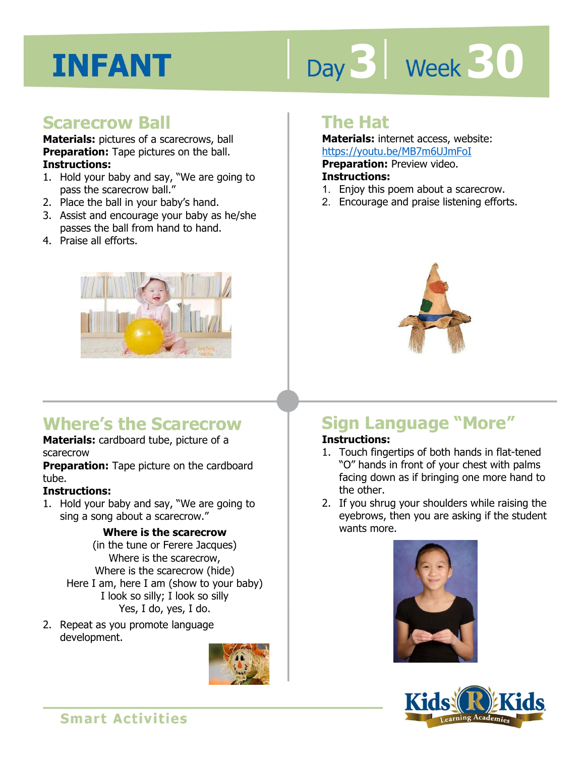# INFANT

Day 3 | Week 30

## Scarecrow Ball

**Materials:** pictures of a scarecrows, ball
**Preparation:** Tape pictures on the ball.
**Instructions:**

1. Hold your baby and say, "We are going to pass the scarecrow ball."
2. Place the ball in your baby's hand.
3. Assist and encourage your baby as he/she passes the ball from hand to hand.
4. Praise all efforts.

## The Hat

**Materials:** internet access, website: https://youtu.be/MB7m6UJmFoI
**Preparation:** Preview video.
**Instructions:**

1. Enjoy this poem about a scarecrow.
2. Encourage and praise listening efforts.

## Where's the Scarecrow

**Materials:** cardboard tube, picture of a scarecrow
**Preparation:** Tape picture on the cardboard tube.
**Instructions:**

1. Hold your baby and say, "We are going to sing a song about a scarecrow."

**Where is the scarecrow**
(in the tune or Ferere Jacques)
Where is the scarecrow,
Where is the scarecrow (hide)
Here I am, here I am (show to your baby)
I look so silly; I look so silly
Yes, I do, yes, I do.

2. Repeat as you promote language development.

## Sign Language "More"

**Instructions:**

1. Touch fingertips of both hands in flat-tened "O" hands in front of your chest with palms facing down as if bringing one more hand to the other.
2. If you shrug your shoulders while raising the eyebrows, then you are asking if the student wants more.

Smart Activities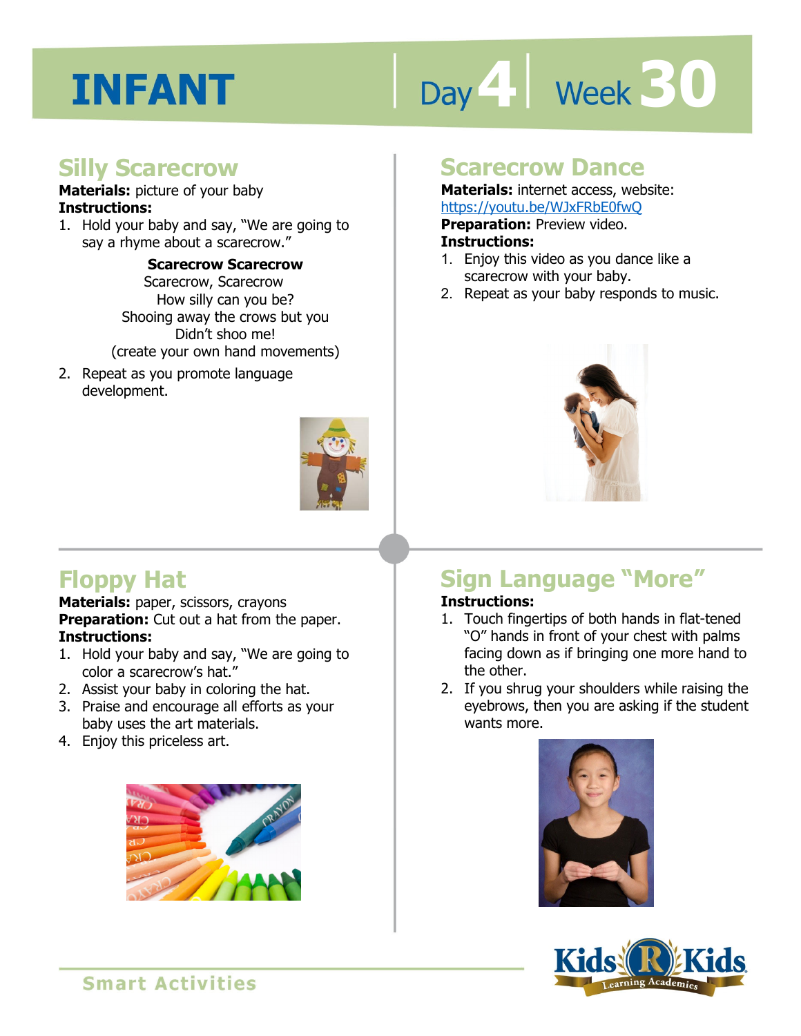# INFANT

Day 4 | Week 30

## Silly Scarecrow

**Materials:** picture of your baby

**Instructions:**

1. Hold your baby and say, "We are going to say a rhyme about a scarecrow."

   **Scarecrow Scarecrow**
   Scarecrow, Scarecrow
   How silly can you be?
   Shooing away the crows but you
   Didn't shoo me!
   (create your own hand movements)

2. Repeat as you promote language development.

## Scarecrow Dance

**Materials:** internet access, website: https://youtu.be/WJxFRbE0fwQ

**Preparation:** Preview video.

**Instructions:**

1. Enjoy this video as you dance like a scarecrow with your baby.
2. Repeat as your baby responds to music.

## Floppy Hat

**Materials:** paper, scissors, crayons

**Preparation:** Cut out a hat from the paper.

**Instructions:**

1. Hold your baby and say, "We are going to color a scarecrow's hat."
2. Assist your baby in coloring the hat.
3. Praise and encourage all efforts as your baby uses the art materials.
4. Enjoy this priceless art.

## Sign Language "More"

**Instructions:**

1. Touch fingertips of both hands in flat-tened "O" hands in front of your chest with palms facing down as if bringing one more hand to the other.
2. If you shrug your shoulders while raising the eyebrows, then you are asking if the student wants more.

Smart Activities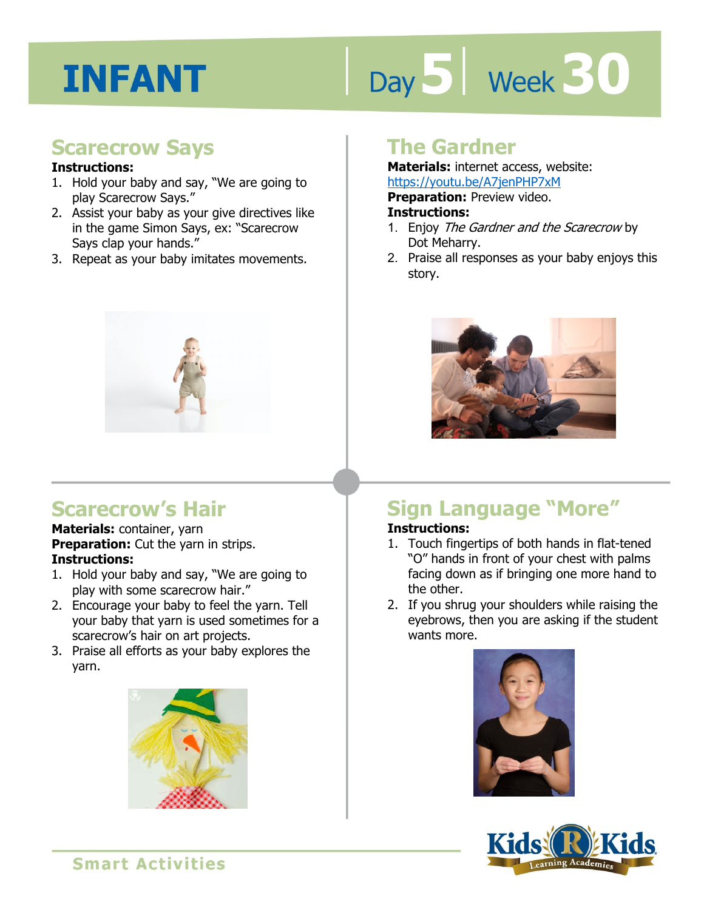# INFANT

Day 5 | Week 30

## Scarecrow Says

**Instructions:**

1. Hold your baby and say, "We are going to play Scarecrow Says."
2. Assist your baby as your give directives like in the game Simon Says, ex: "Scarecrow Says clap your hands."
3. Repeat as your baby imitates movements.

## The Gardner

**Materials:** internet access, website: https://youtu.be/A7jenPHP7xM

**Preparation:** Preview video.

**Instructions:**

1. Enjoy *The Gardner and the Scarecrow* by Dot Meharry.
2. Praise all responses as your baby enjoys this story.

## Scarecrow's Hair

**Materials:** container, yarn

**Preparation:** Cut the yarn in strips.

**Instructions:**

1. Hold your baby and say, "We are going to play with some scarecrow hair."
2. Encourage your baby to feel the yarn. Tell your baby that yarn is used sometimes for a scarecrow's hair on art projects.
3. Praise all efforts as your baby explores the yarn.

## Sign Language "More"

**Instructions:**

1. Touch fingertips of both hands in flat-tened "O" hands in front of your chest with palms facing down as if bringing one more hand to the other.
2. If you shrug your shoulders while raising the eyebrows, then you are asking if the student wants more.

Smart Activities